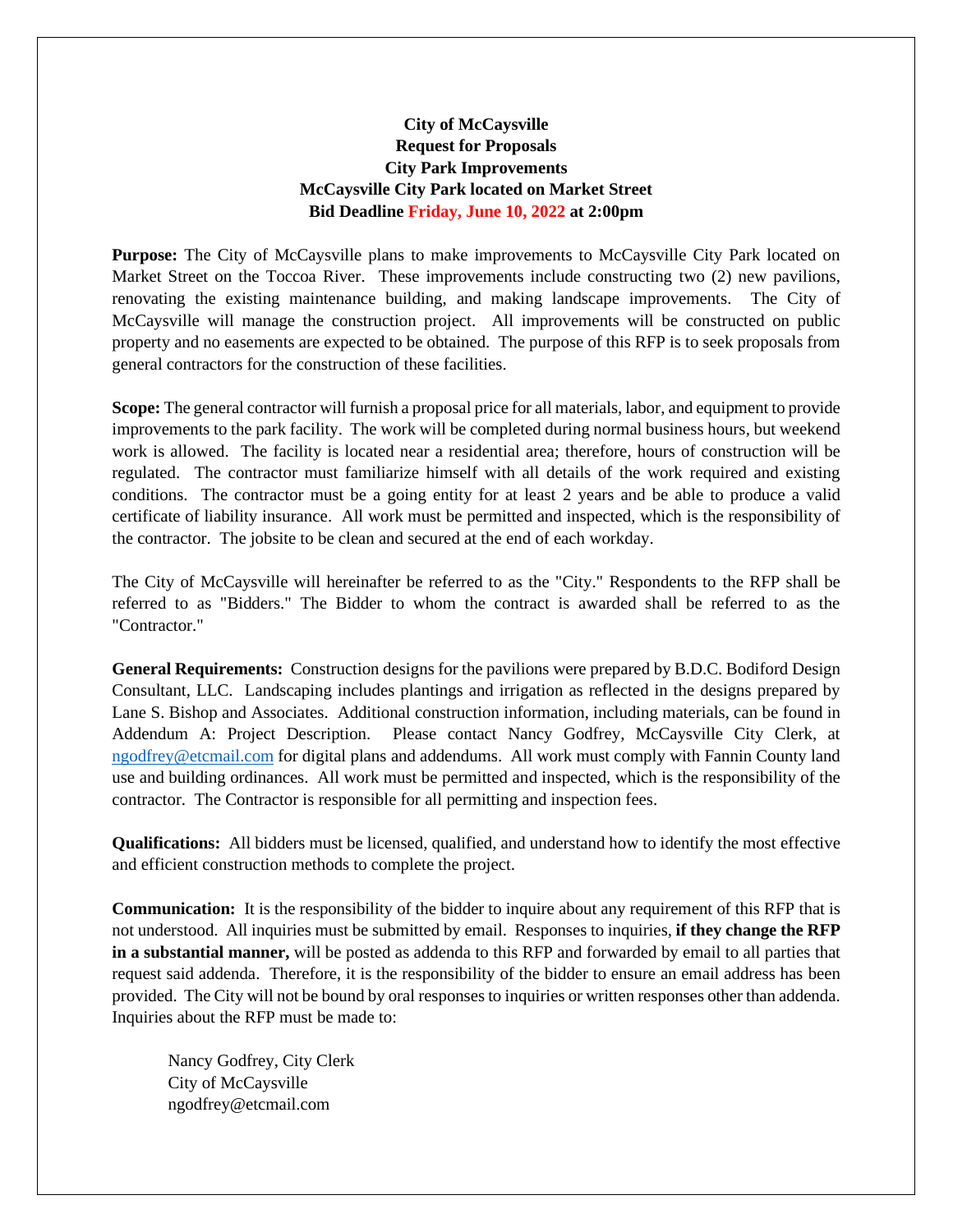**City of McCaysville**
**Request for Proposals**
**City Park Improvements**
**McCaysville City Park located on Market Street**
**Bid Deadline Friday, June 10, 2022 at 2:00pm**

**Purpose:** The City of McCaysville plans to make improvements to McCaysville City Park located on Market Street on the Toccoa River. These improvements include constructing two (2) new pavilions, renovating the existing maintenance building, and making landscape improvements. The City of McCaysville will manage the construction project. All improvements will be constructed on public property and no easements are expected to be obtained. The purpose of this RFP is to seek proposals from general contractors for the construction of these facilities.

**Scope:** The general contractor will furnish a proposal price for all materials, labor, and equipment to provide improvements to the park facility. The work will be completed during normal business hours, but weekend work is allowed. The facility is located near a residential area; therefore, hours of construction will be regulated. The contractor must familiarize himself with all details of the work required and existing conditions. The contractor must be a going entity for at least 2 years and be able to produce a valid certificate of liability insurance. All work must be permitted and inspected, which is the responsibility of the contractor. The jobsite to be clean and secured at the end of each workday.

The City of McCaysville will hereinafter be referred to as the "City." Respondents to the RFP shall be referred to as "Bidders." The Bidder to whom the contract is awarded shall be referred to as the "Contractor."

**General Requirements:** Construction designs for the pavilions were prepared by B.D.C. Bodiford Design Consultant, LLC. Landscaping includes plantings and irrigation as reflected in the designs prepared by Lane S. Bishop and Associates. Additional construction information, including materials, can be found in Addendum A: Project Description. Please contact Nancy Godfrey, McCaysville City Clerk, at ngodfrey@etcmail.com for digital plans and addendums. All work must comply with Fannin County land use and building ordinances. All work must be permitted and inspected, which is the responsibility of the contractor. The Contractor is responsible for all permitting and inspection fees.

**Qualifications:** All bidders must be licensed, qualified, and understand how to identify the most effective and efficient construction methods to complete the project.

**Communication:** It is the responsibility of the bidder to inquire about any requirement of this RFP that is not understood. All inquiries must be submitted by email. Responses to inquiries, **if they change the RFP in a substantial manner,** will be posted as addenda to this RFP and forwarded by email to all parties that request said addenda. Therefore, it is the responsibility of the bidder to ensure an email address has been provided. The City will not be bound by oral responses to inquiries or written responses other than addenda. Inquiries about the RFP must be made to:

Nancy Godfrey, City Clerk
City of McCaysville
ngodfrey@etcmail.com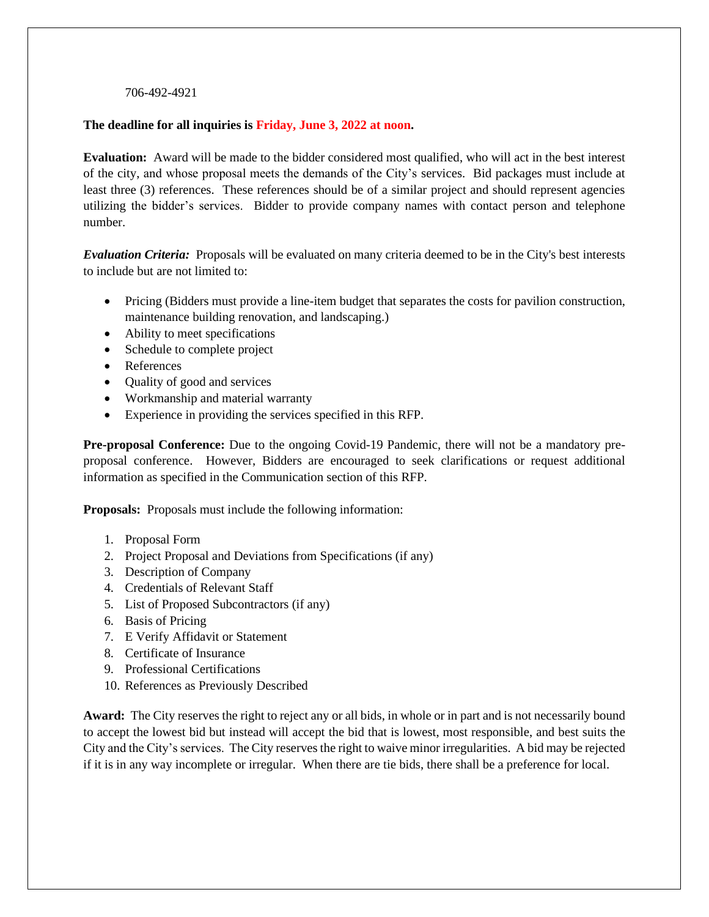706-492-4921

**The deadline for all inquiries is Friday, June 3, 2022 at noon.**

**Evaluation:** Award will be made to the bidder considered most qualified, who will act in the best interest of the city, and whose proposal meets the demands of the City's services. Bid packages must include at least three (3) references. These references should be of a similar project and should represent agencies utilizing the bidder's services. Bidder to provide company names with contact person and telephone number.

***Evaluation Criteria:*** Proposals will be evaluated on many criteria deemed to be in the City's best interests to include but are not limited to:

- Pricing (Bidders must provide a line-item budget that separates the costs for pavilion construction, maintenance building renovation, and landscaping.)
- Ability to meet specifications
- Schedule to complete project
- References
- Quality of good and services
- Workmanship and material warranty
- Experience in providing the services specified in this RFP.

**Pre-proposal Conference:** Due to the ongoing Covid-19 Pandemic, there will not be a mandatory pre-proposal conference. However, Bidders are encouraged to seek clarifications or request additional information as specified in the Communication section of this RFP.

**Proposals:** Proposals must include the following information:

1. Proposal Form
2. Project Proposal and Deviations from Specifications (if any)
3. Description of Company
4. Credentials of Relevant Staff
5. List of Proposed Subcontractors (if any)
6. Basis of Pricing
7. E Verify Affidavit or Statement
8. Certificate of Insurance
9. Professional Certifications
10. References as Previously Described

**Award:** The City reserves the right to reject any or all bids, in whole or in part and is not necessarily bound to accept the lowest bid but instead will accept the bid that is lowest, most responsible, and best suits the City and the City's services. The City reserves the right to waive minor irregularities. A bid may be rejected if it is in any way incomplete or irregular. When there are tie bids, there shall be a preference for local.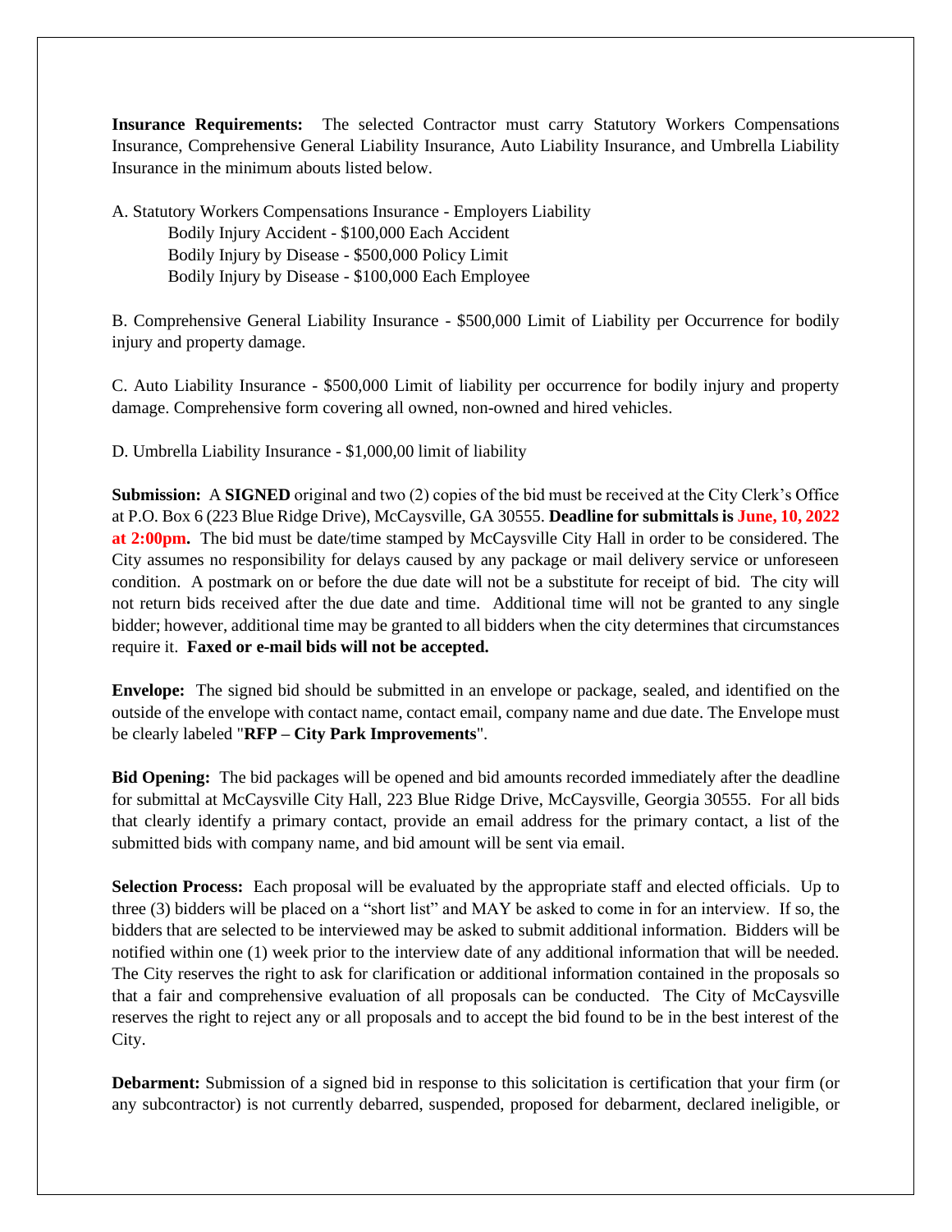**Insurance Requirements:** The selected Contractor must carry Statutory Workers Compensations Insurance, Comprehensive General Liability Insurance, Auto Liability Insurance, and Umbrella Liability Insurance in the minimum abouts listed below.

A. Statutory Workers Compensations Insurance - Employers Liability
    Bodily Injury Accident - $100,000 Each Accident
    Bodily Injury by Disease - $500,000 Policy Limit
    Bodily Injury by Disease - $100,000 Each Employee

B. Comprehensive General Liability Insurance - $500,000 Limit of Liability per Occurrence for bodily injury and property damage.

C. Auto Liability Insurance - $500,000 Limit of liability per occurrence for bodily injury and property damage. Comprehensive form covering all owned, non-owned and hired vehicles.

D. Umbrella Liability Insurance - $1,000,00 limit of liability

**Submission:** A **SIGNED** original and two (2) copies of the bid must be received at the City Clerk's Office at P.O. Box 6 (223 Blue Ridge Drive), McCaysville, GA 30555. **Deadline for submittals is June, 10, 2022 at 2:00pm.** The bid must be date/time stamped by McCaysville City Hall in order to be considered. The City assumes no responsibility for delays caused by any package or mail delivery service or unforeseen condition. A postmark on or before the due date will not be a substitute for receipt of bid. The city will not return bids received after the due date and time. Additional time will not be granted to any single bidder; however, additional time may be granted to all bidders when the city determines that circumstances require it. **Faxed or e-mail bids will not be accepted.**

**Envelope:** The signed bid should be submitted in an envelope or package, sealed, and identified on the outside of the envelope with contact name, contact email, company name and due date. The Envelope must be clearly labeled "**RFP – City Park Improvements**".

**Bid Opening:** The bid packages will be opened and bid amounts recorded immediately after the deadline for submittal at McCaysville City Hall, 223 Blue Ridge Drive, McCaysville, Georgia 30555. For all bids that clearly identify a primary contact, provide an email address for the primary contact, a list of the submitted bids with company name, and bid amount will be sent via email.

**Selection Process:** Each proposal will be evaluated by the appropriate staff and elected officials. Up to three (3) bidders will be placed on a "short list" and MAY be asked to come in for an interview. If so, the bidders that are selected to be interviewed may be asked to submit additional information. Bidders will be notified within one (1) week prior to the interview date of any additional information that will be needed. The City reserves the right to ask for clarification or additional information contained in the proposals so that a fair and comprehensive evaluation of all proposals can be conducted. The City of McCaysville reserves the right to reject any or all proposals and to accept the bid found to be in the best interest of the City.

**Debarment:** Submission of a signed bid in response to this solicitation is certification that your firm (or any subcontractor) is not currently debarred, suspended, proposed for debarment, declared ineligible, or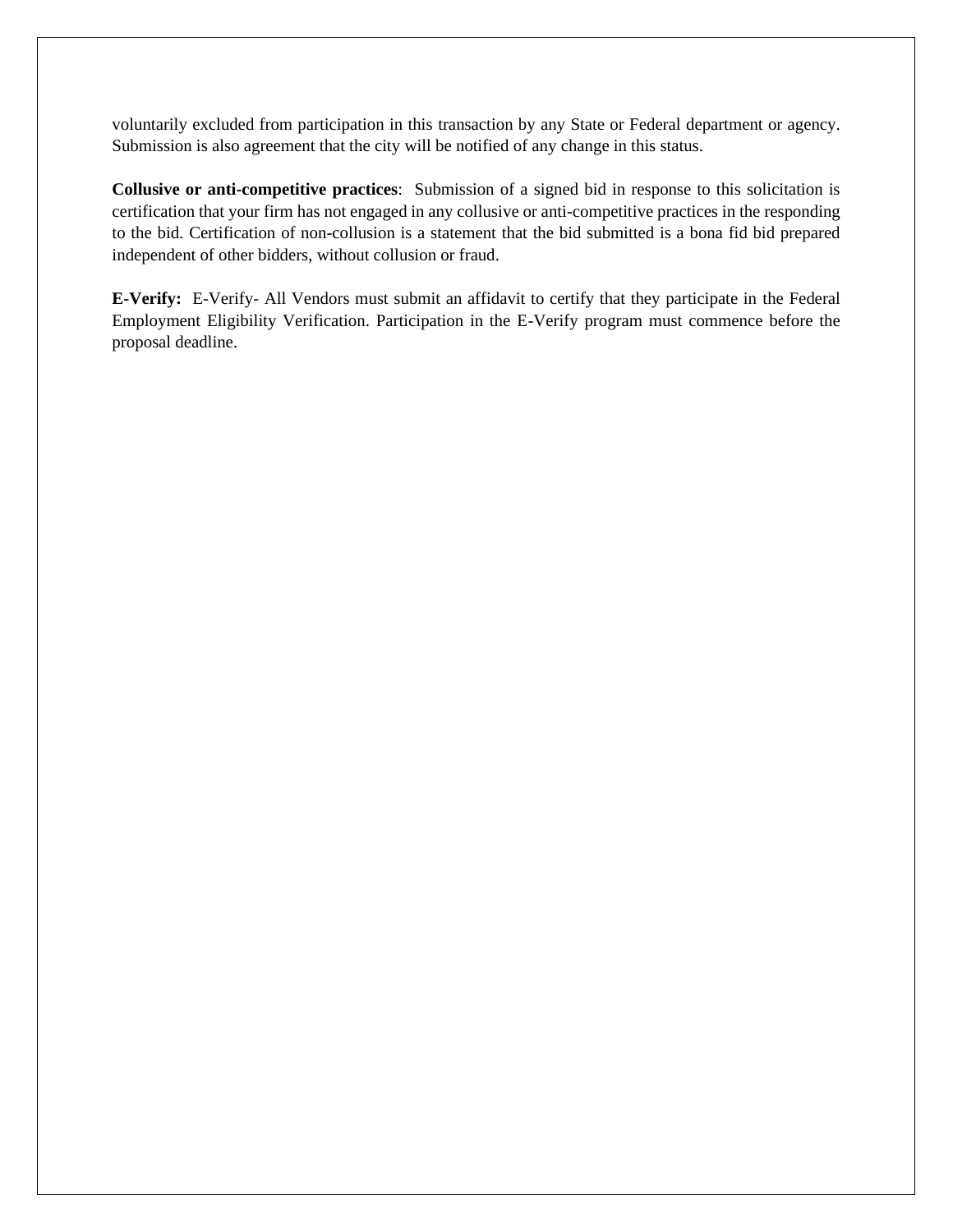voluntarily excluded from participation in this transaction by any State or Federal department or agency. Submission is also agreement that the city will be notified of any change in this status.

**Collusive or anti-competitive practices**: Submission of a signed bid in response to this solicitation is certification that your firm has not engaged in any collusive or anti-competitive practices in the responding to the bid. Certification of non-collusion is a statement that the bid submitted is a bona fid bid prepared independent of other bidders, without collusion or fraud.

**E-Verify:** E-Verify- All Vendors must submit an affidavit to certify that they participate in the Federal Employment Eligibility Verification. Participation in the E-Verify program must commence before the proposal deadline.